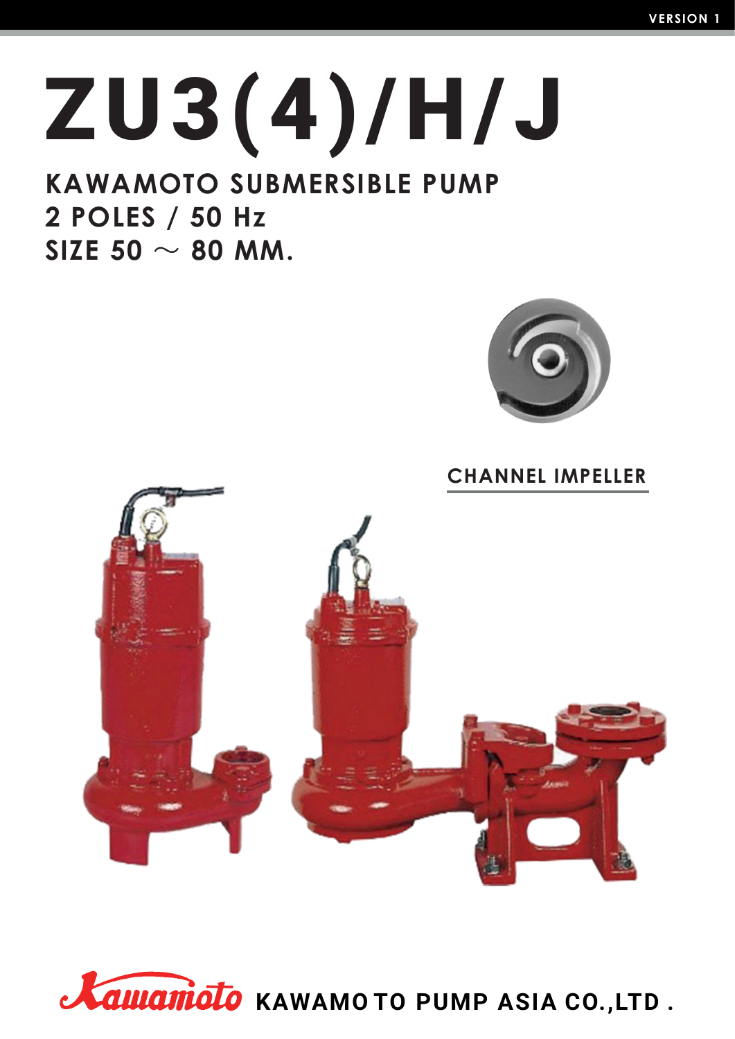VERSION 1

# ZU3(4)/H/J

## KAWAMOTO SUBMERSIBLE PUMP
## 2 POLES / 50 Hz
## SIZE 50 ～ 80 MM.

CHANNEL IMPELLER

Kawamoto KAWAMOTO PUMP ASIA CO.,LTD .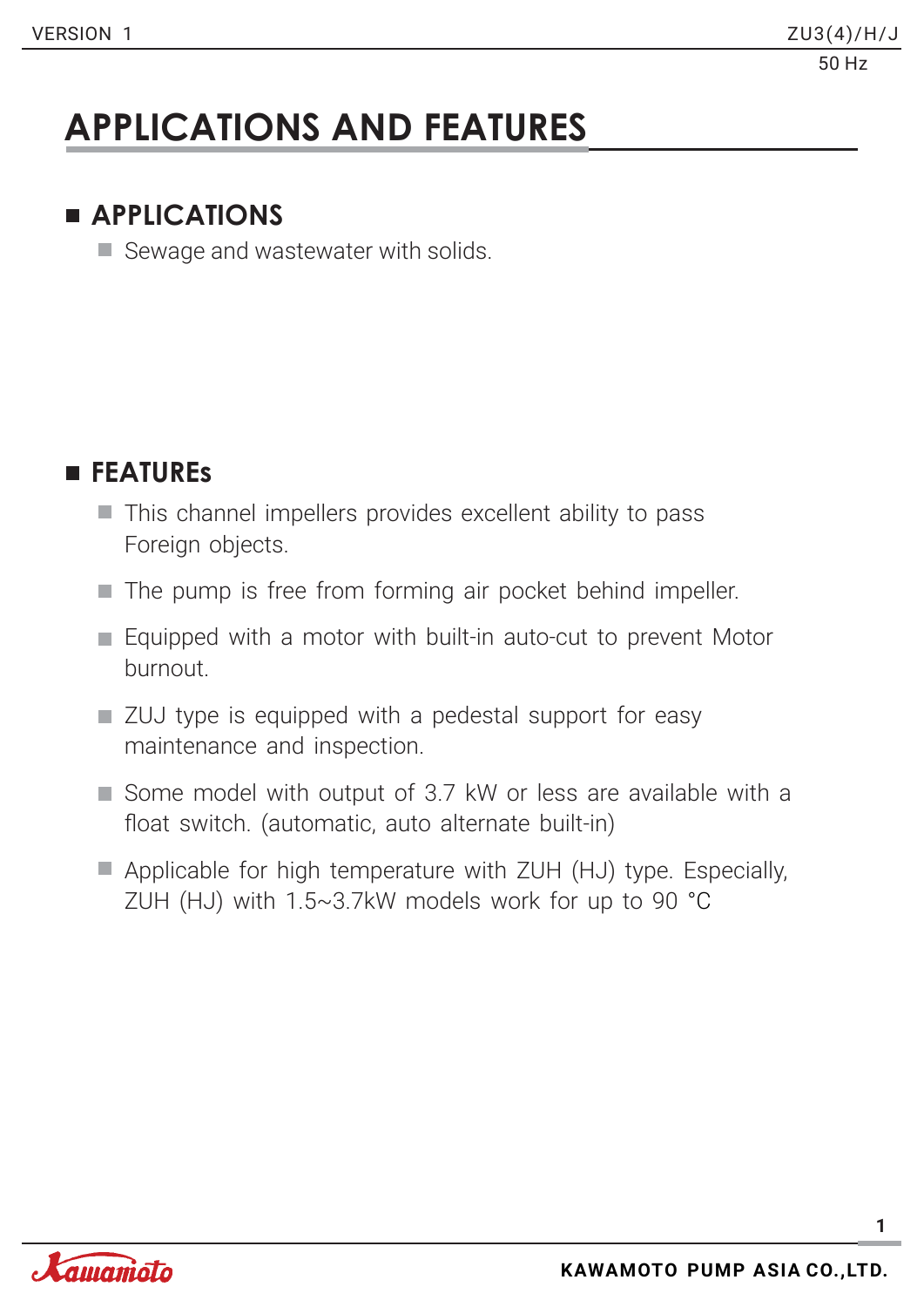# APPLICATIONS AND FEATURES

## APPLICATIONS

- Sewage and wastewater with solids.

## FEATUREs

- This channel impellers provides excellent ability to pass Foreign objects.
- The pump is free from forming air pocket behind impeller.
- Equipped with a motor with built-in auto-cut to prevent Motor burnout.
- ZUJ type is equipped with a pedestal support for easy maintenance and inspection.
- Some model with output of 3.7 kW or less are available with a float switch. (automatic, auto alternate built-in)
- Applicable for high temperature with ZUH (HJ) type. Especially, ZUH (HJ) with 1.5~3.7kW models work for up to 90 °C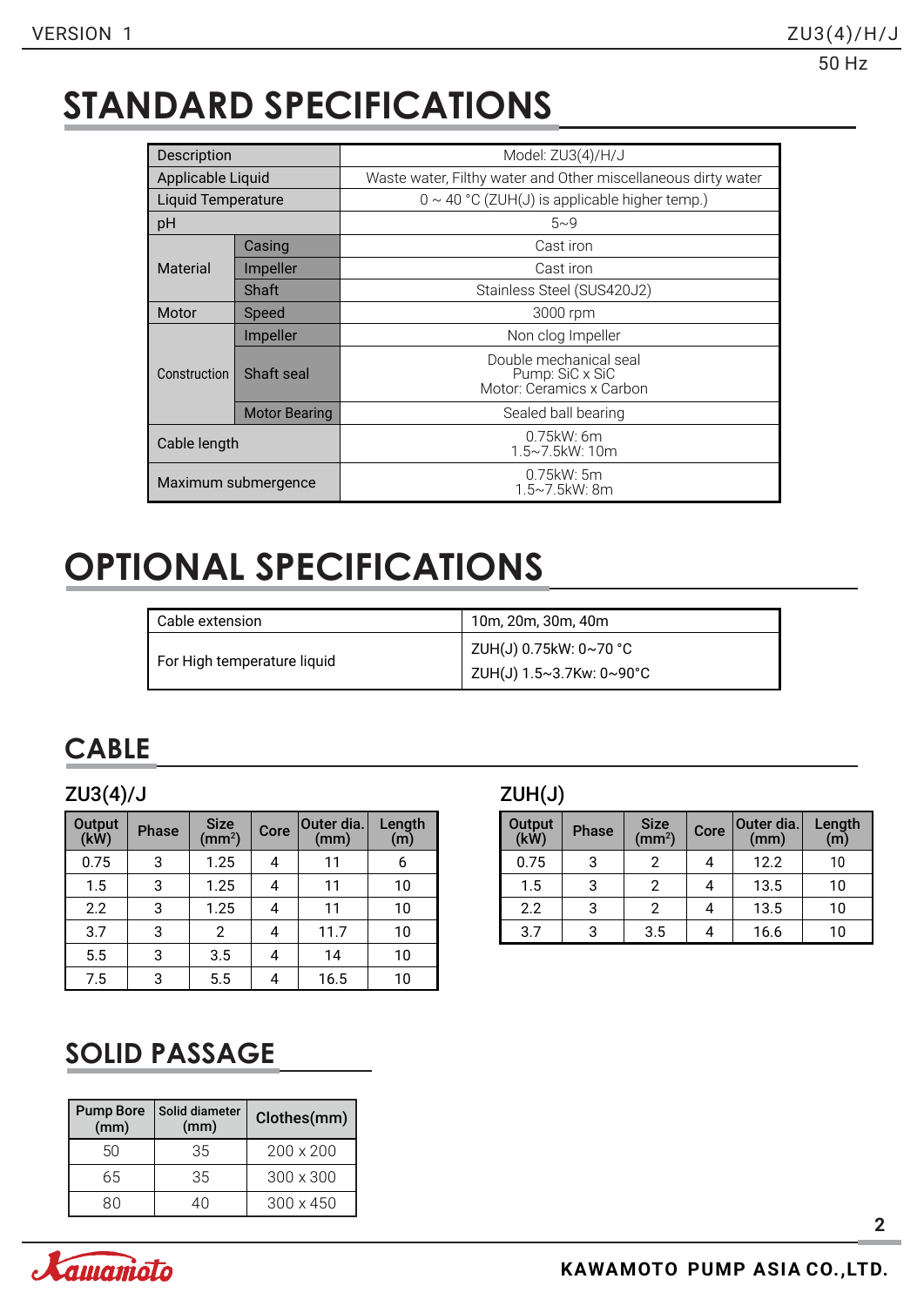# STANDARD SPECIFICATIONS

| Description | | Model: ZU3(4)/H/J |
|---|---|---|
| Applicable Liquid | | Waste water, Filthy water and Other miscellaneous dirty water |
| Liquid Temperature | | 0 ~ 40 °C (ZUH(J) is applicable higher temp.) |
| pH | | 5~9 |
| Material | Casing | Cast iron |
| | Impeller | Cast iron |
| | Shaft | Stainless Steel (SUS420J2) |
| Motor | Speed | 3000 rpm |
| Construction | Impeller | Non clog Impeller |
| | Shaft seal | Double mechanical seal<br>Pump: SiC x SiC<br>Motor: Ceramics x Carbon |
| | Motor Bearing | Sealed ball bearing |
| Cable length | | 0.75kW: 6m<br>1.5~7.5kW: 10m |
| Maximum submergence | | 0.75kW: 5m<br>1.5~7.5kW: 8m |

# OPTIONAL SPECIFICATIONS

| Cable extension | 10m, 20m, 30m, 40m |
|---|---|
| For High temperature liquid | ZUH(J) 0.75kW: 0~70 °C<br>ZUH(J) 1.5~3.7Kw: 0~90°C |

# CABLE

### ZU3(4)/J

| Output (kW) | Phase | Size (mm²) | Core | Outer dia. (mm) | Length (m) |
|---|---|---|---|---|---|
| 0.75 | 3 | 1.25 | 4 | 11 | 6 |
| 1.5 | 3 | 1.25 | 4 | 11 | 10 |
| 2.2 | 3 | 1.25 | 4 | 11 | 10 |
| 3.7 | 3 | 2 | 4 | 11.7 | 10 |
| 5.5 | 3 | 3.5 | 4 | 14 | 10 |
| 7.5 | 3 | 5.5 | 4 | 16.5 | 10 |

### ZUH(J)

| Output (kW) | Phase | Size (mm²) | Core | Outer dia. (mm) | Length (m) |
|---|---|---|---|---|---|
| 0.75 | 3 | 2 | 4 | 12.2 | 10 |
| 1.5 | 3 | 2 | 4 | 13.5 | 10 |
| 2.2 | 3 | 2 | 4 | 13.5 | 10 |
| 3.7 | 3 | 3.5 | 4 | 16.6 | 10 |

# SOLID PASSAGE

| Pump Bore (mm) | Solid diameter (mm) | Clothes(mm) |
|---|---|---|
| 50 | 35 | 200 x 200 |
| 65 | 35 | 300 x 300 |
| 80 | 40 | 300 x 450 |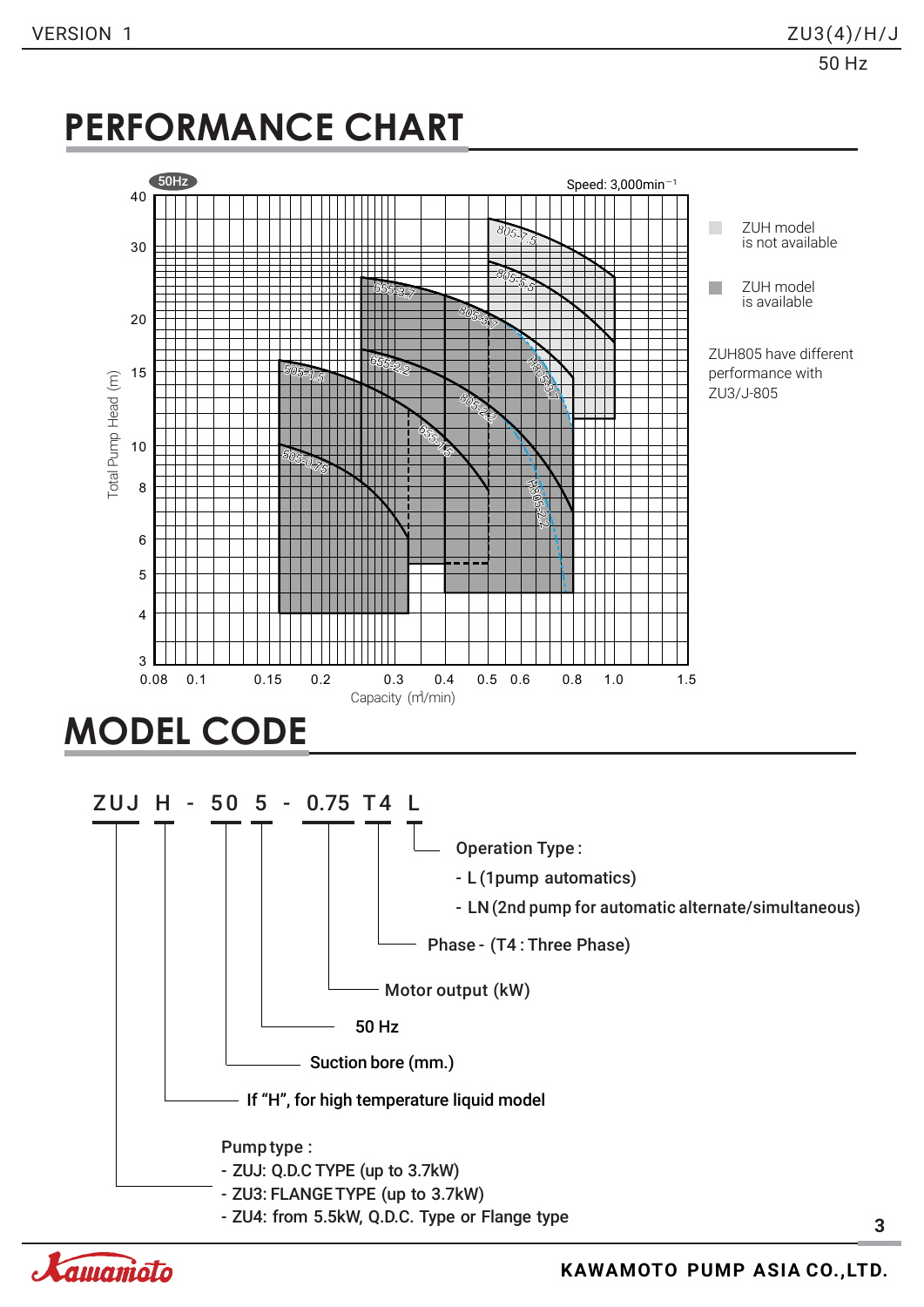# PERFORMANCE CHART

50Hz

Speed: 3,000min$^{-1}$

Total Pump Head (m)

Capacity (m³/min)

505-1.5, 505-0.75, 655-3.7, 655-2.2, 655-1.5, 805-7.5, 805-5.5, 805-3.7, 805-2.2, H805-3.7, H805-2.2

ZUH model is not available

ZUH model is available

ZUH805 have different performance with ZU3/J-805

# MODEL CODE

ZUJ H - 50 5 - 0.75 T4 L

- **L** — Operation Type :
  - L (1pump automatics)
  - LN (2nd pump for automatic alternate/simultaneous)
- **T4** — Phase - (T4 : Three Phase)
- **0.75** — Motor output (kW)
- **5** — 50 Hz
- **50** — Suction bore (mm.)
- **H** — If "H", for high temperature liquid model
- **ZUJ** — Pump type :
  - ZUJ: Q.D.C TYPE (up to 3.7kW)
  - ZU3: FLANGE TYPE (up to 3.7kW)
  - ZU4: from 5.5kW, Q.D.C. Type or Flange type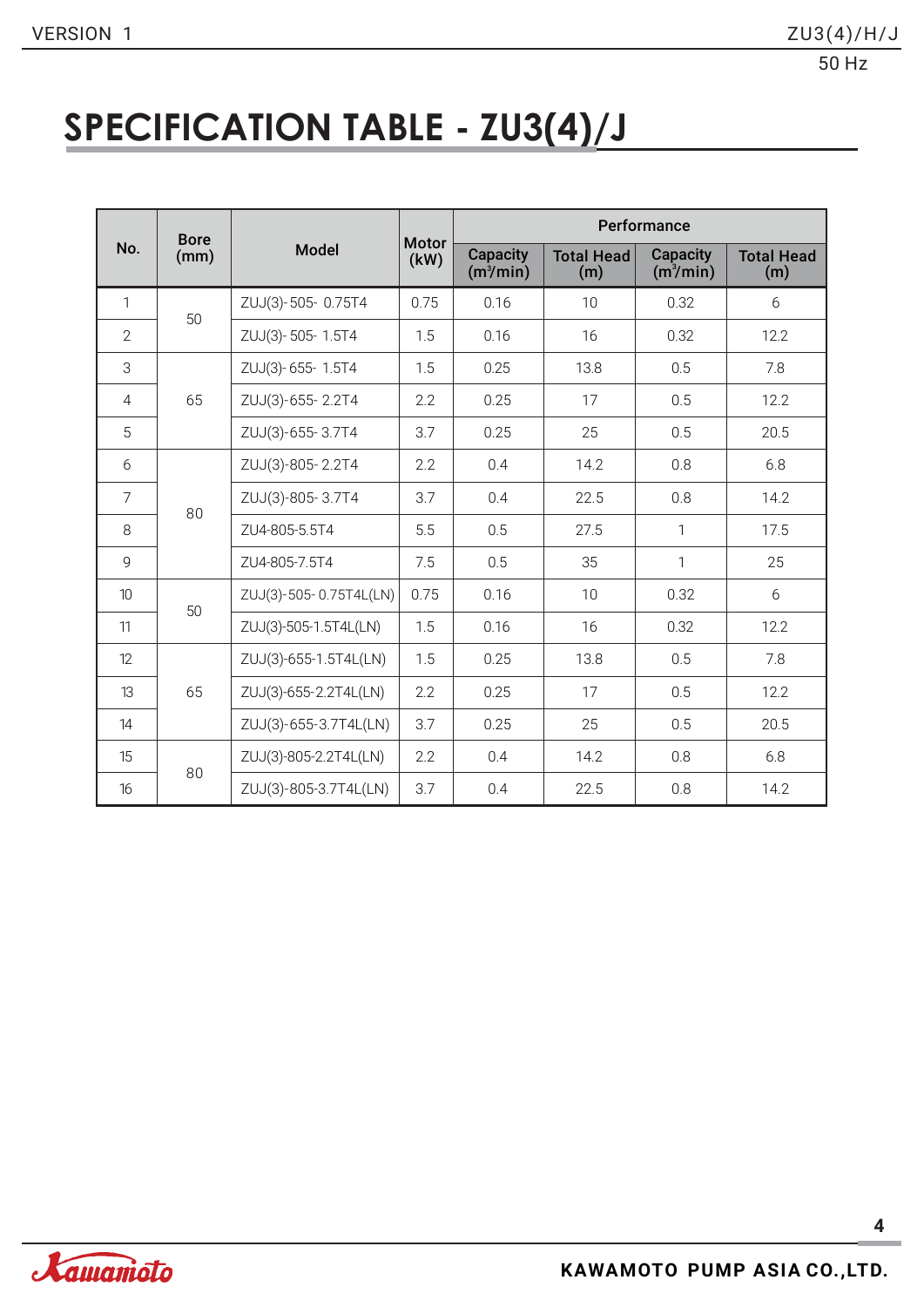# SPECIFICATION TABLE - ZU3(4)/J

| No. | Bore (mm) | Model | Motor (kW) | Performance | | | |
|---|---|---|---|---|---|---|---|
| | | | | Capacity ($m^3$/min) | Total Head (m) | Capacity ($m^3$/min) | Total Head (m) |
| 1 | 50 | ZUJ(3)- 505- 0.75T4 | 0.75 | 0.16 | 10 | 0.32 | 6 |
| 2 | | ZUJ(3)- 505- 1.5T4 | 1.5 | 0.16 | 16 | 0.32 | 12.2 |
| 3 | 65 | ZUJ(3)- 655- 1.5T4 | 1.5 | 0.25 | 13.8 | 0.5 | 7.8 |
| 4 | | ZUJ(3)-655- 2.2T4 | 2.2 | 0.25 | 17 | 0.5 | 12.2 |
| 5 | | ZUJ(3)-655- 3.7T4 | 3.7 | 0.25 | 25 | 0.5 | 20.5 |
| 6 | 80 | ZUJ(3)-805- 2.2T4 | 2.2 | 0.4 | 14.2 | 0.8 | 6.8 |
| 7 | | ZUJ(3)-805- 3.7T4 | 3.7 | 0.4 | 22.5 | 0.8 | 14.2 |
| 8 | | ZU4-805-5.5T4 | 5.5 | 0.5 | 27.5 | 1 | 17.5 |
| 9 | | ZU4-805-7.5T4 | 7.5 | 0.5 | 35 | 1 | 25 |
| 10 | 50 | ZUJ(3)-505- 0.75T4L(LN) | 0.75 | 0.16 | 10 | 0.32 | 6 |
| 11 | | ZUJ(3)-505-1.5T4L(LN) | 1.5 | 0.16 | 16 | 0.32 | 12.2 |
| 12 | 65 | ZUJ(3)-655-1.5T4L(LN) | 1.5 | 0.25 | 13.8 | 0.5 | 7.8 |
| 13 | | ZUJ(3)-655-2.2T4L(LN) | 2.2 | 0.25 | 17 | 0.5 | 12.2 |
| 14 | | ZUJ(3)-655-3.7T4L(LN) | 3.7 | 0.25 | 25 | 0.5 | 20.5 |
| 15 | 80 | ZUJ(3)-805-2.2T4L(LN) | 2.2 | 0.4 | 14.2 | 0.8 | 6.8 |
| 16 | | ZUJ(3)-805-3.7T4L(LN) | 3.7 | 0.4 | 22.5 | 0.8 | 14.2 |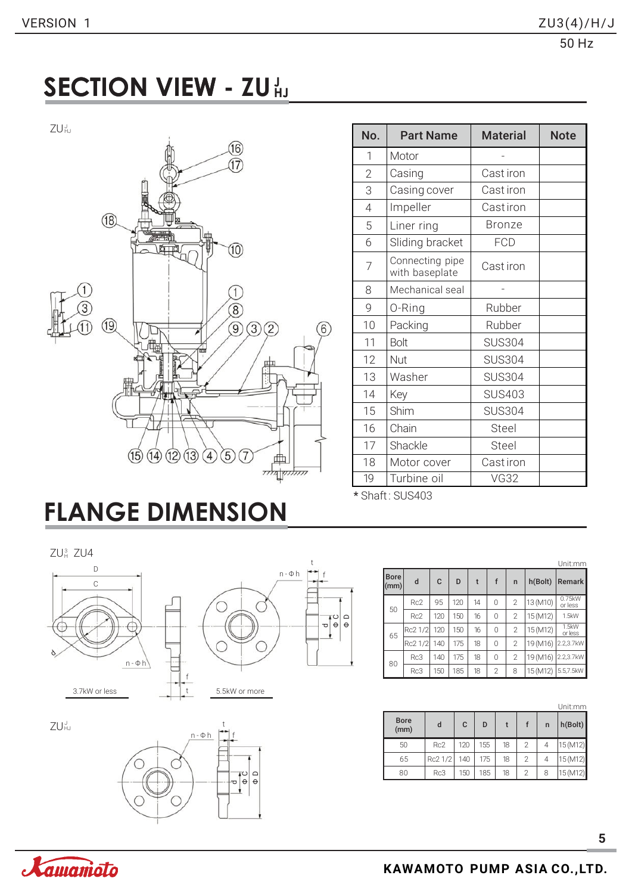# SECTION VIEW - ZU J HJ

ZU J HJ

| No. | Part Name | Material | Note |
|---|---|---|---|
| 1 | Motor | - | |
| 2 | Casing | Cast iron | |
| 3 | Casing cover | Cast iron | |
| 4 | Impeller | Cast iron | |
| 5 | Liner ring | Bronze | |
| 6 | Sliding bracket | FCD | |
| 7 | Connecting pipe with baseplate | Cast iron | |
| 8 | Mechanical seal | - | |
| 9 | O-Ring | Rubber | |
| 10 | Packing | Rubber | |
| 11 | Bolt | SUS304 | |
| 12 | Nut | SUS304 | |
| 13 | Washer | SUS304 | |
| 14 | Key | SUS403 | |
| 15 | Shim | SUS304 | |
| 16 | Chain | Steel | |
| 17 | Shackle | Steel | |
| 18 | Motor cover | Cast iron | |
| 19 | Turbine oil | VG32 | |

* Shaft : SUS403

# FLANGE DIMENSION

ZU 3 H ZU4

3.7kW or less

5.5kW or more

Unit:mm

| Bore (mm) | d | C | D | t | f | n | h(Bolt) | Remark |
|---|---|---|---|---|---|---|---|---|
| 50 | Rc2 | 95 | 120 | 14 | 0 | 2 | 13 (M10) | 0.75kW or less |
| | Rc2 | 120 | 150 | 16 | 0 | 2 | 15 (M12) | 1.5kW |
| 65 | Rc2 1/2 | 120 | 150 | 16 | 0 | 2 | 15 (M12) | 1.5kW or less |
| | Rc2 1/2 | 140 | 175 | 18 | 0 | 2 | 19 (M16) | 2.2,3.7kW |
| 80 | Rc3 | 140 | 175 | 18 | 0 | 2 | 19 (M16) | 2.2,3.7kW |
| | Rc3 | 150 | 185 | 18 | 2 | 8 | 15 (M12) | 5.5,7.5kW |

ZU J HJ

Unit:mm

| Bore (mm) | d | C | D | t | f | n | h(Bolt) |
|---|---|---|---|---|---|---|---|
| 50 | Rc2 | 120 | 155 | 18 | 2 | 4 | 15 (M12) |
| 65 | Rc2 1/2 | 140 | 175 | 18 | 2 | 4 | 15 (M12) |
| 80 | Rc3 | 150 | 185 | 18 | 2 | 8 | 15 (M12) |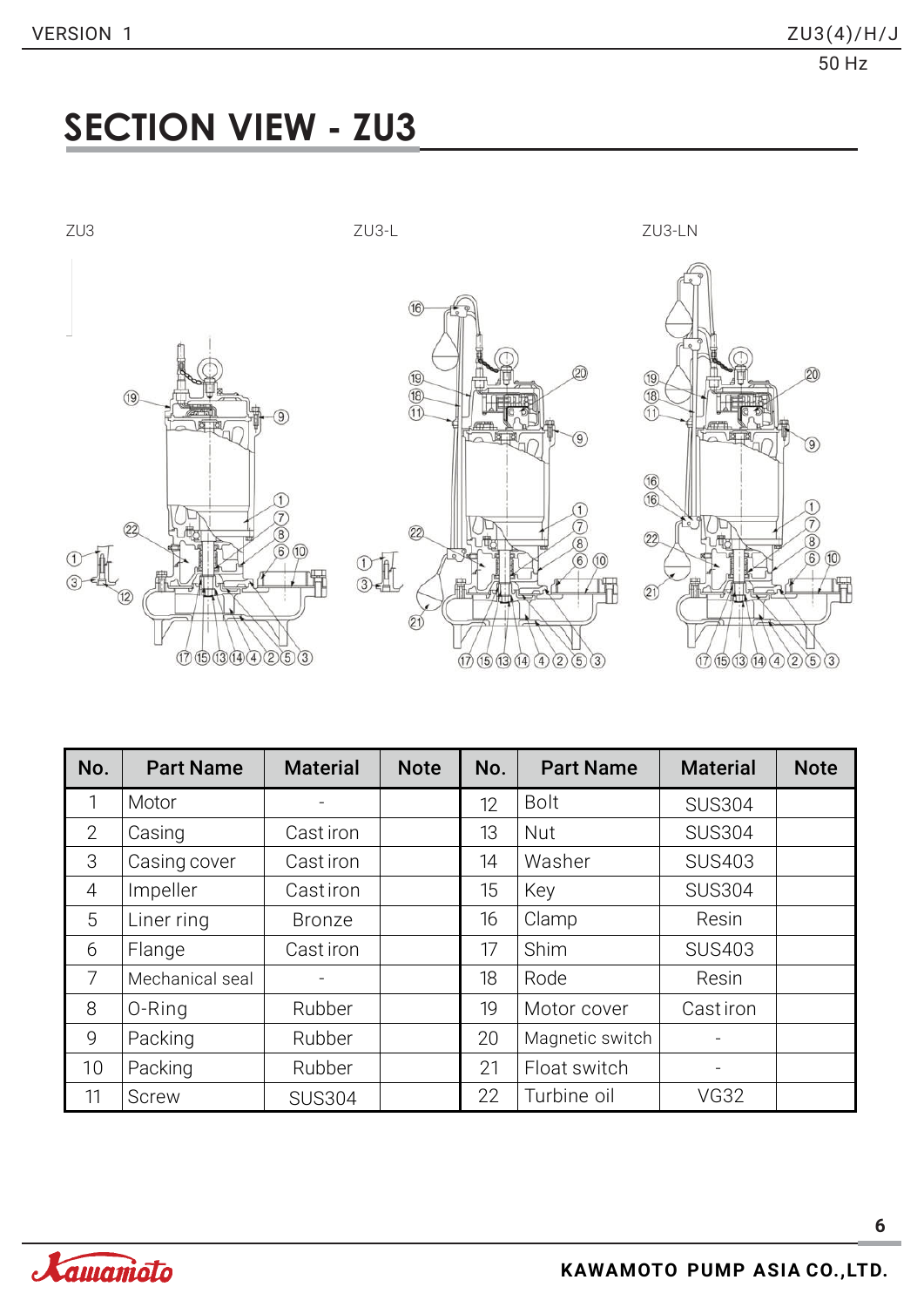# SECTION VIEW - ZU3

ZU3 ZU3-L ZU3-LN

| No. | Part Name | Material | Note | No. | Part Name | Material | Note |
|---|---|---|---|---|---|---|---|
| 1 | Motor | - | | 12 | Bolt | SUS304 | |
| 2 | Casing | Cast iron | | 13 | Nut | SUS304 | |
| 3 | Casing cover | Cast iron | | 14 | Washer | SUS403 | |
| 4 | Impeller | Cast iron | | 15 | Key | SUS304 | |
| 5 | Liner ring | Bronze | | 16 | Clamp | Resin | |
| 6 | Flange | Cast iron | | 17 | Shim | SUS403 | |
| 7 | Mechanical seal | - | | 18 | Rode | Resin | |
| 8 | O-Ring | Rubber | | 19 | Motor cover | Cast iron | |
| 9 | Packing | Rubber | | 20 | Magnetic switch | - | |
| 10 | Packing | Rubber | | 21 | Float switch | - | |
| 11 | Screw | SUS304 | | 22 | Turbine oil | VG32 | |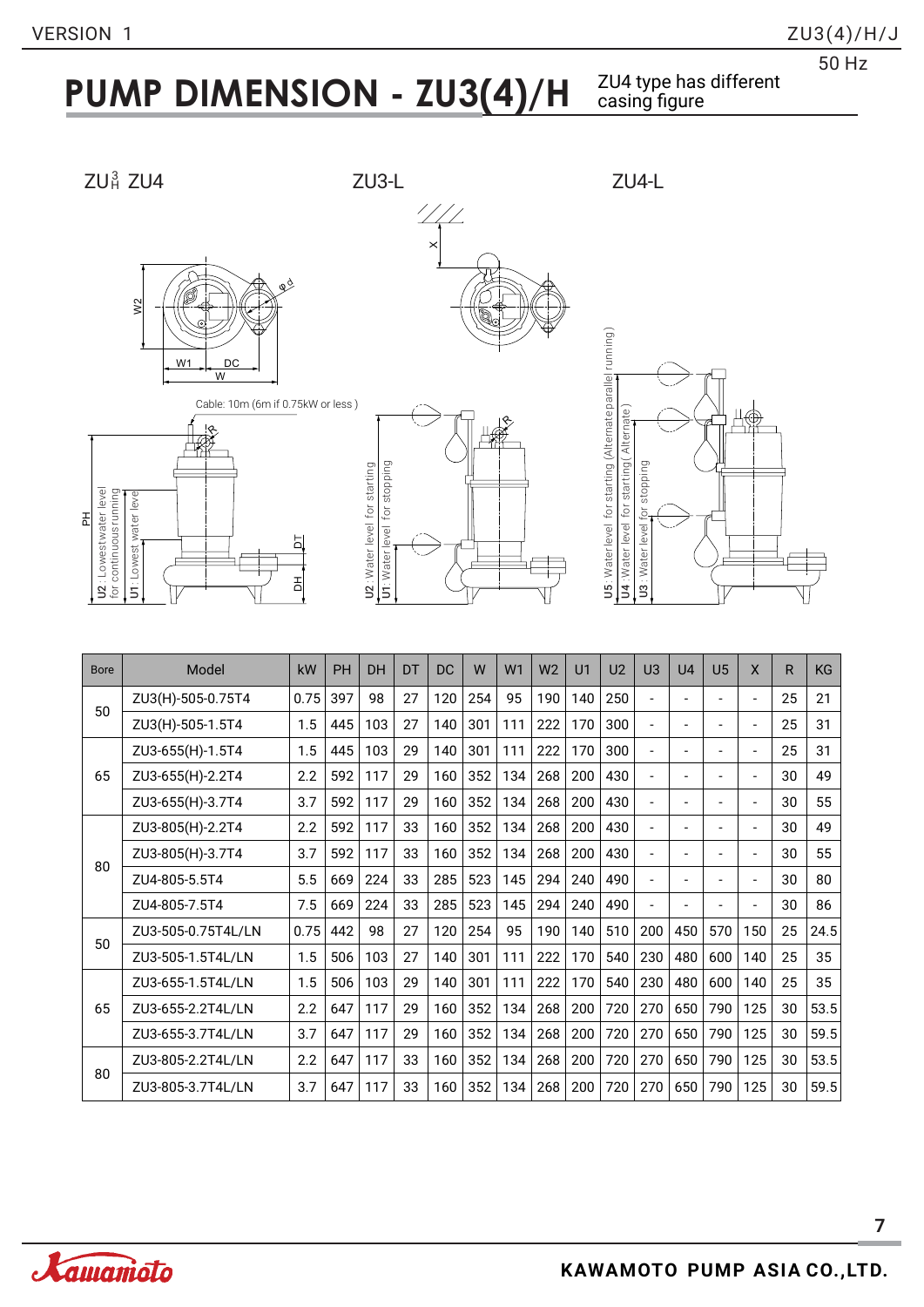# PUMP DIMENSION - ZU3(4)/H

ZU4 type has different casing figure

50 Hz

ZU3/H ZU4 | ZU3-L | ZU4-L

Cable: 10m (6m if 0.75kW or less)

U2 : Lowest water level for continuous running
U1 : Lowest water level
U2 : Water level for starting
U1 : Water level for stopping
U5 : Water level for starting (Alternate parallel running)
U4 : Water level for starting (Alternate)
U3 : Water level for stopping

| Bore | Model | kW | PH | DH | DT | DC | W | W1 | W2 | U1 | U2 | U3 | U4 | U5 | X | R | KG |
|---|---|---|---|---|---|---|---|---|---|---|---|---|---|---|---|---|---|
| 50 | ZU3(H)-505-0.75T4 | 0.75 | 397 | 98 | 27 | 120 | 254 | 95 | 190 | 140 | 250 | - | - | - | - | 25 | 21 |
| | ZU3(H)-505-1.5T4 | 1.5 | 445 | 103 | 27 | 140 | 301 | 111 | 222 | 170 | 300 | - | - | - | - | 25 | 31 |
| 65 | ZU3-655(H)-1.5T4 | 1.5 | 445 | 103 | 29 | 140 | 301 | 111 | 222 | 170 | 300 | - | - | - | - | 25 | 31 |
| | ZU3-655(H)-2.2T4 | 2.2 | 592 | 117 | 29 | 160 | 352 | 134 | 268 | 200 | 430 | - | - | - | - | 30 | 49 |
| | ZU3-655(H)-3.7T4 | 3.7 | 592 | 117 | 29 | 160 | 352 | 134 | 268 | 200 | 430 | - | - | - | - | 30 | 55 |
| 80 | ZU3-805(H)-2.2T4 | 2.2 | 592 | 117 | 33 | 160 | 352 | 134 | 268 | 200 | 430 | - | - | - | - | 30 | 49 |
| | ZU3-805(H)-3.7T4 | 3.7 | 592 | 117 | 33 | 160 | 352 | 134 | 268 | 200 | 430 | - | - | - | - | 30 | 55 |
| | ZU4-805-5.5T4 | 5.5 | 669 | 224 | 33 | 285 | 523 | 145 | 294 | 240 | 490 | - | - | - | - | 30 | 80 |
| | ZU4-805-7.5T4 | 7.5 | 669 | 224 | 33 | 285 | 523 | 145 | 294 | 240 | 490 | - | - | - | - | 30 | 86 |
| 50 | ZU3-505-0.75T4L/LN | 0.75 | 442 | 98 | 27 | 120 | 254 | 95 | 190 | 140 | 510 | 200 | 450 | 570 | 150 | 25 | 24.5 |
| | ZU3-505-1.5T4L/LN | 1.5 | 506 | 103 | 27 | 140 | 301 | 111 | 222 | 170 | 540 | 230 | 480 | 600 | 140 | 25 | 35 |
| 65 | ZU3-655-1.5T4L/LN | 1.5 | 506 | 103 | 29 | 140 | 301 | 111 | 222 | 170 | 540 | 230 | 480 | 600 | 140 | 25 | 35 |
| | ZU3-655-2.2T4L/LN | 2.2 | 647 | 117 | 29 | 160 | 352 | 134 | 268 | 200 | 720 | 270 | 650 | 790 | 125 | 30 | 53.5 |
| | ZU3-655-3.7T4L/LN | 3.7 | 647 | 117 | 29 | 160 | 352 | 134 | 268 | 200 | 720 | 270 | 650 | 790 | 125 | 30 | 59.5 |
| 80 | ZU3-805-2.2T4L/LN | 2.2 | 647 | 117 | 33 | 160 | 352 | 134 | 268 | 200 | 720 | 270 | 650 | 790 | 125 | 30 | 53.5 |
| | ZU3-805-3.7T4L/LN | 3.7 | 647 | 117 | 33 | 160 | 352 | 134 | 268 | 200 | 720 | 270 | 650 | 790 | 125 | 30 | 59.5 |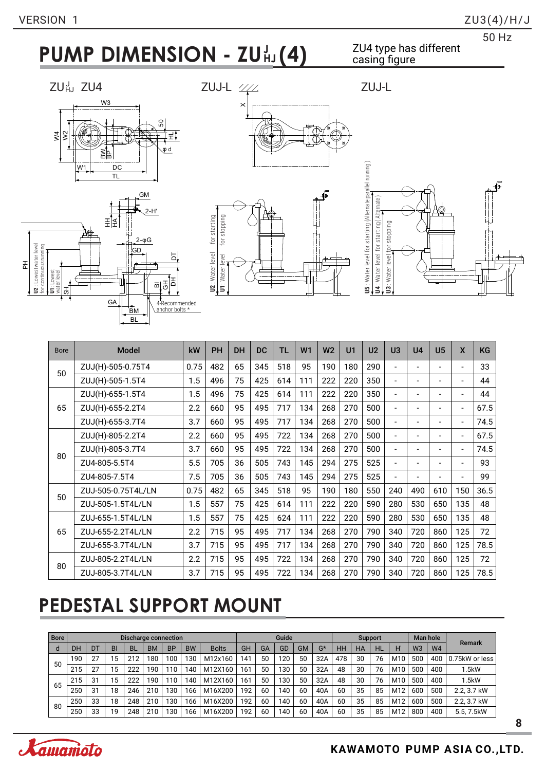# PUMP DIMENSION - ZU$^{J}_{HJ}$(4)

ZU4 type has different casing figure

ZU$^{J}_{HJ}$ ZU4 ZUJ-L ZUJ-L

| Bore | Model | kW | PH | DH | DC | TL | W1 | W2 | U1 | U2 | U3 | U4 | U5 | X | KG |
|---|---|---|---|---|---|---|---|---|---|---|---|---|---|---|---|
| 50 | ZUJ(H)-505-0.75T4 | 0.75 | 482 | 65 | 345 | 518 | 95 | 190 | 180 | 290 | - | - | - | - | 33 |
| | ZUJ(H)-505-1.5T4 | 1.5 | 496 | 75 | 425 | 614 | 111 | 222 | 220 | 350 | - | - | - | - | 44 |
| 65 | ZUJ(H)-655-1.5T4 | 1.5 | 496 | 75 | 425 | 614 | 111 | 222 | 220 | 350 | - | - | - | - | 44 |
| | ZUJ(H)-655-2.2T4 | 2.2 | 660 | 95 | 495 | 717 | 134 | 268 | 270 | 500 | - | - | - | - | 67.5 |
| | ZUJ(H)-655-3.7T4 | 3.7 | 660 | 95 | 495 | 717 | 134 | 268 | 270 | 500 | - | - | - | - | 74.5 |
| 80 | ZUJ(H)-805-2.2T4 | 2.2 | 660 | 95 | 495 | 722 | 134 | 268 | 270 | 500 | - | - | - | - | 67.5 |
| | ZUJ(H)-805-3.7T4 | 3.7 | 660 | 95 | 495 | 722 | 134 | 268 | 270 | 500 | - | - | - | - | 74.5 |
| | ZU4-805-5.5T4 | 5.5 | 705 | 36 | 505 | 743 | 145 | 294 | 275 | 525 | - | - | - | - | 93 |
| | ZU4-805-7.5T4 | 7.5 | 705 | 36 | 505 | 743 | 145 | 294 | 275 | 525 | - | - | - | - | 99 |
| 50 | ZUJ-505-0.75T4L/LN | 0.75 | 482 | 65 | 345 | 518 | 95 | 190 | 180 | 550 | 240 | 490 | 610 | 150 | 36.5 |
| | ZUJ-505-1.5T4L/LN | 1.5 | 557 | 75 | 425 | 614 | 111 | 222 | 220 | 590 | 280 | 530 | 650 | 135 | 48 |
| 65 | ZUJ-655-1.5T4L/LN | 1.5 | 557 | 75 | 425 | 624 | 111 | 222 | 220 | 590 | 280 | 530 | 650 | 135 | 48 |
| | ZUJ-655-2.2T4L/LN | 2.2 | 715 | 95 | 495 | 717 | 134 | 268 | 270 | 790 | 340 | 720 | 860 | 125 | 72 |
| | ZUJ-655-3.7T4L/LN | 3.7 | 715 | 95 | 495 | 717 | 134 | 268 | 270 | 790 | 340 | 720 | 860 | 125 | 78.5 |
| 80 | ZUJ-805-2.2T4L/LN | 2.2 | 715 | 95 | 495 | 722 | 134 | 268 | 270 | 790 | 340 | 720 | 860 | 125 | 72 |
| | ZUJ-805-3.7T4L/LN | 3.7 | 715 | 95 | 495 | 722 | 134 | 268 | 270 | 790 | 340 | 720 | 860 | 125 | 78.5 |

# PEDESTAL SUPPORT MOUNT

| Bore | Discharge connection | | | | | | | | Guide | | | | | Support | | | | Man hole | | Remark |
|---|---|---|---|---|---|---|---|---|---|---|---|---|---|---|---|---|---|---|---|---|
| d | DH | DT | BI | BL | BM | BP | BW | Bolts | GH | GA | GD | GM | G* | HH | HA | HL | H' | W3 | W4 | |
| 50 | 190 | 27 | 15 | 212 | 180 | 100 | 130 | M12x160 | 141 | 50 | 120 | 50 | 32A | 478 | 30 | 76 | M10 | 500 | 400 | 0.75kW or less |
| | 215 | 27 | 15 | 222 | 190 | 110 | 140 | M12X160 | 161 | 50 | 130 | 50 | 32A | 48 | 30 | 76 | M10 | 500 | 400 | 1.5kW |
| 65 | 215 | 31 | 15 | 222 | 190 | 110 | 140 | M12X160 | 161 | 50 | 130 | 50 | 32A | 48 | 30 | 76 | M10 | 500 | 400 | 1.5kW |
| | 250 | 31 | 18 | 246 | 210 | 130 | 166 | M16X200 | 192 | 60 | 140 | 60 | 40A | 60 | 35 | 85 | M12 | 600 | 500 | 2.2, 3.7 kW |
| 80 | 250 | 33 | 18 | 248 | 210 | 130 | 166 | M16X200 | 192 | 60 | 140 | 60 | 40A | 60 | 35 | 85 | M12 | 600 | 500 | 2.2, 3.7 kW |
| | 250 | 33 | 19 | 248 | 210 | 130 | 166 | M16X200 | 192 | 60 | 140 | 60 | 40A | 60 | 35 | 85 | M12 | 800 | 400 | 5.5, 7.5kW |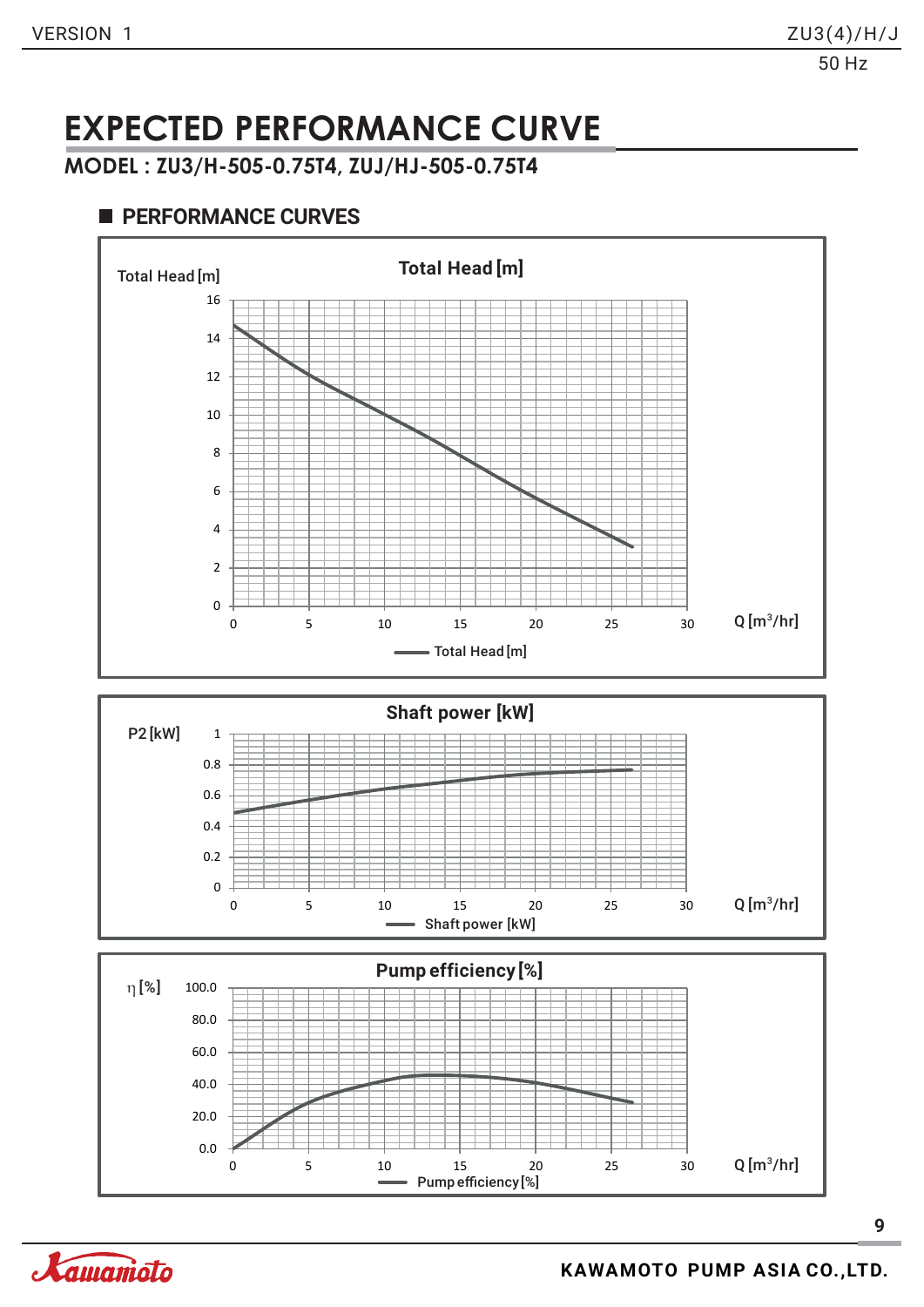# EXPECTED PERFORMANCE CURVE

## MODEL : ZU3/H-505-0.75T4, ZUJ/HJ-505-0.75T4

### PERFORMANCE CURVES

Total Head [m]

Total Head [m]

16, 14, 12, 10, 8, 6, 4, 2, 0

0, 5, 10, 15, 20, 25, 30 Q [m³/hr]

Total Head [m]

Shaft power [kW]

P2 [kW]

1, 0.8, 0.6, 0.4, 0.2, 0

0, 5, 10, 15, 20, 25, 30 Q [m³/hr]

Shaft power [kW]

Pump efficiency [%]

η [%]

100.0, 80.0, 60.0, 40.0, 20.0, 0.0

0, 5, 10, 15, 20, 25, 30 Q [m³/hr]

Pump efficiency [%]

KAWAMOTO PUMP ASIA CO.,LTD.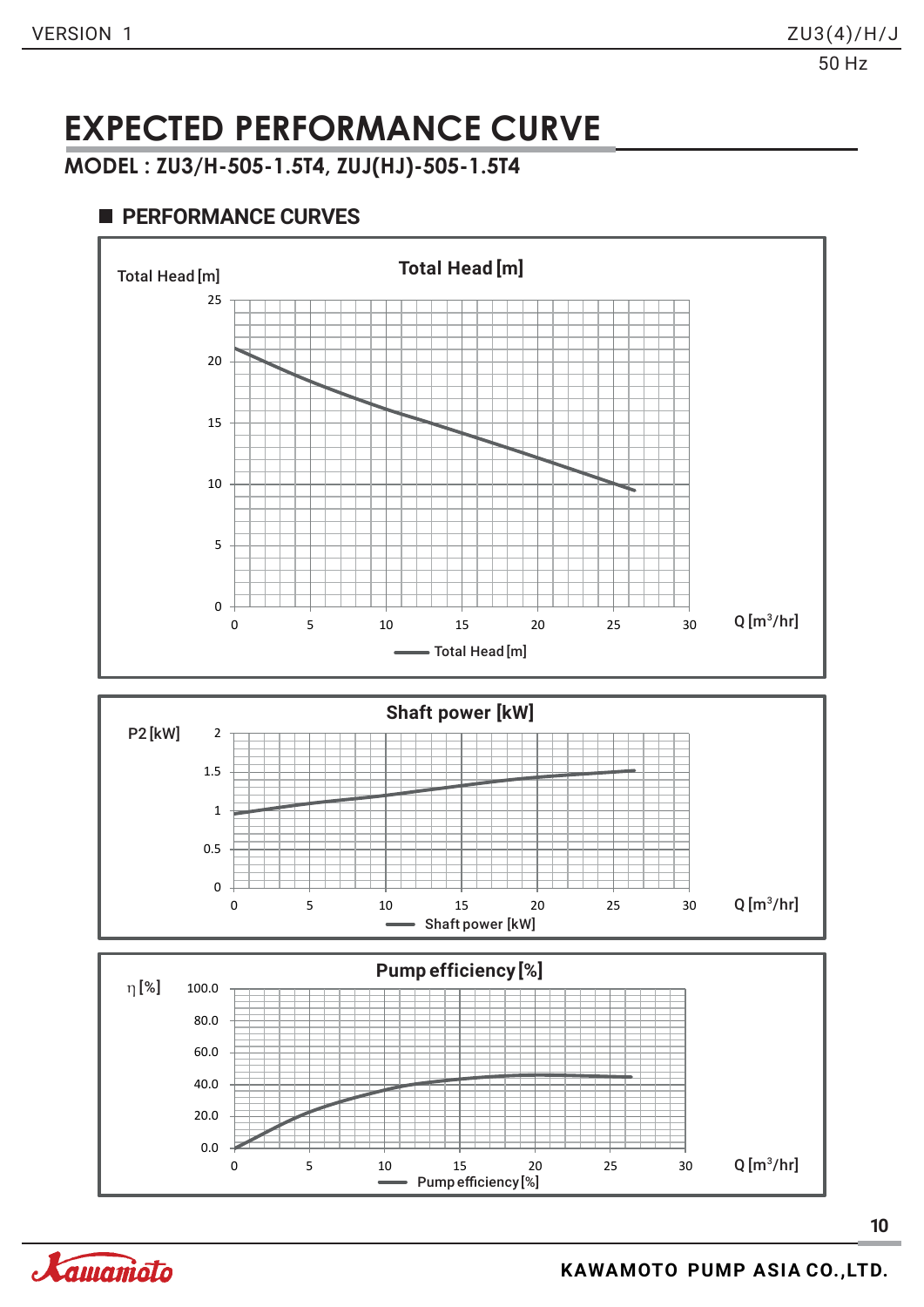# EXPECTED PERFORMANCE CURVE

## MODEL : ZU3/H-505-1.5T4, ZUJ(HJ)-505-1.5T4

### PERFORMANCE CURVES

**Total Head [m]**

Total Head [m]

25
20
15
10
5
0

0 5 10 15 20 25 30 Q [m³/hr]

Total Head [m]

**Shaft power [kW]**

P2 [kW]

2
1.5
1
0.5
0

0 5 10 15 20 25 30 Q [m³/hr]

Shaft power [kW]

**Pump efficiency [%]**

η [%]

100.0
80.0
60.0
40.0
20.0
0.0

0 5 10 15 20 25 30 Q [m³/hr]

Pump efficiency [%]

KAWAMOTO PUMP ASIA CO.,LTD.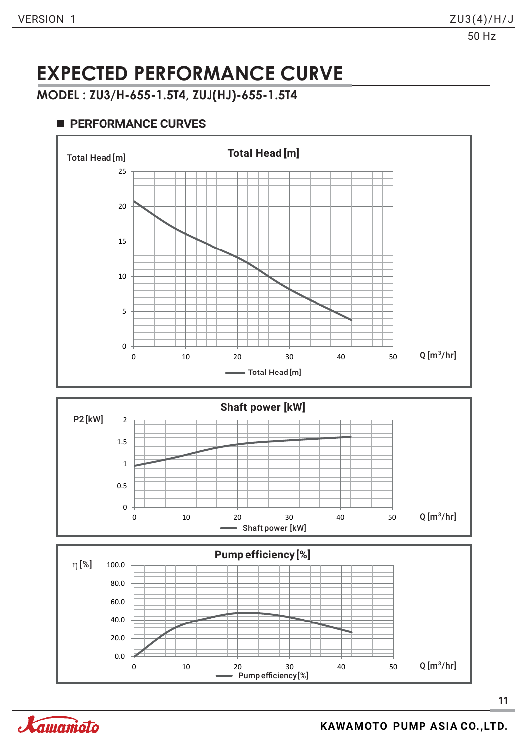# EXPECTED PERFORMANCE CURVE

## MODEL : ZU3/H-655-1.5T4, ZUJ(HJ)-655-1.5T4

### PERFORMANCE CURVES

**Total Head [m]**

Total Head [m]

25, 20, 15, 10, 5, 0

0, 10, 20, 30, 40, 50 Q [m³/hr]

Total Head [m]

**Shaft power [kW]**

P2 [kW]

2, 1.5, 1, 0.5, 0

0, 10, 20, 30, 40, 50 Q [m³/hr]

Shaft power [kW]

**Pump efficiency [%]**

η [%]

100.0, 80.0, 60.0, 40.0, 20.0, 0.0

0, 10, 20, 30, 40, 50 Q [m³/hr]

Pump efficiency [%]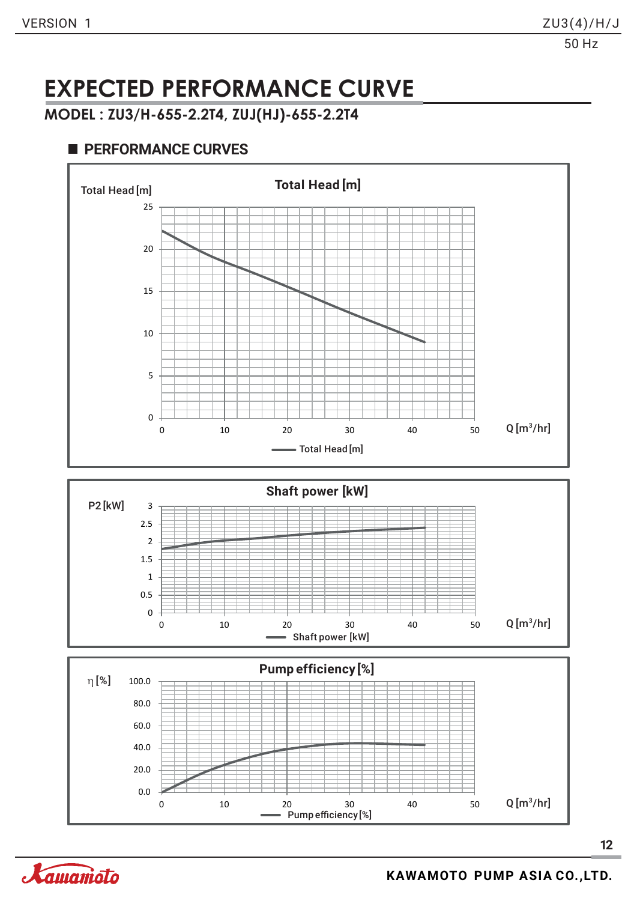# EXPECTED PERFORMANCE CURVE

## MODEL : ZU3/H-655-2.2T4, ZUJ(HJ)-655-2.2T4

### PERFORMANCE CURVES

Total Head [m]

Total Head [m]

25, 20, 15, 10, 5, 0

0, 10, 20, 30, 40, 50 Q [$m^3$/hr]

Total Head [m]

Shaft power [kW]

P2 [kW]

3, 2.5, 2, 1.5, 1, 0.5, 0

0, 10, 20, 30, 40, 50 Q [$m^3$/hr]

Shaft power [kW]

Pump efficiency [%]

η [%]

100.0, 80.0, 60.0, 40.0, 20.0, 0.0

0, 10, 20, 30, 40, 50 Q [$m^3$/hr]

Pump efficiency [%]

KAWAMOTO PUMP ASIA CO.,LTD.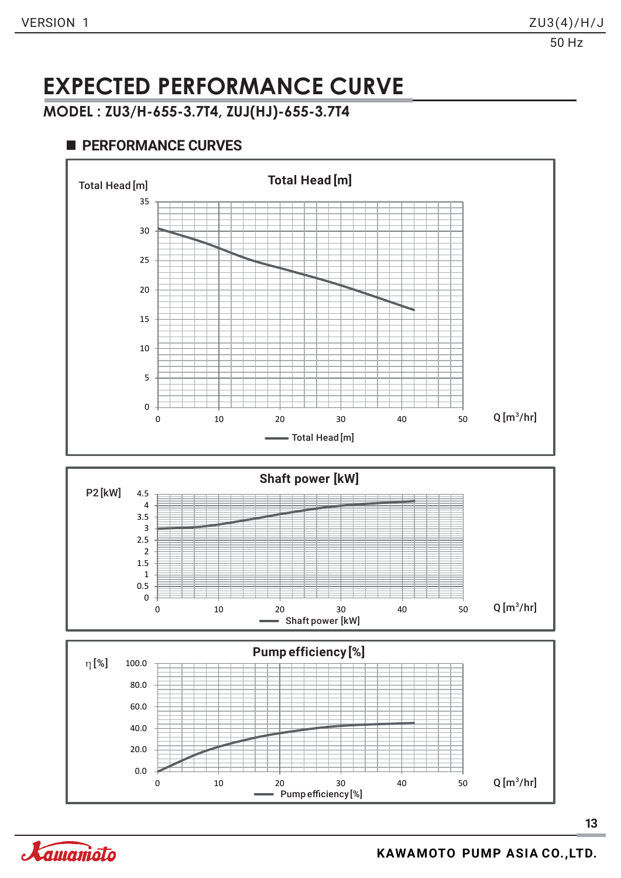# EXPECTED PERFORMANCE CURVE

## MODEL : ZU3/H-655-3.7T4, ZUJ(HJ)-655-3.7T4

### PERFORMANCE CURVES

**Total Head [m]**

Total Head [m]

35
30
25
20
15
10
5
0

0 10 20 30 40 50 Q [m³/hr]

Total Head [m]

**Shaft power [kW]**

P2 [kW]

4.5
4
3.5
3
2.5
2
1.5
1
0.5
0

0 10 20 30 40 50 Q [m³/hr]

Shaft power [kW]

**Pump efficiency [%]**

η [%]

100.0
80.0
60.0
40.0
20.0
0.0

0 10 20 30 40 50 Q [m³/hr]

Pump efficiency [%]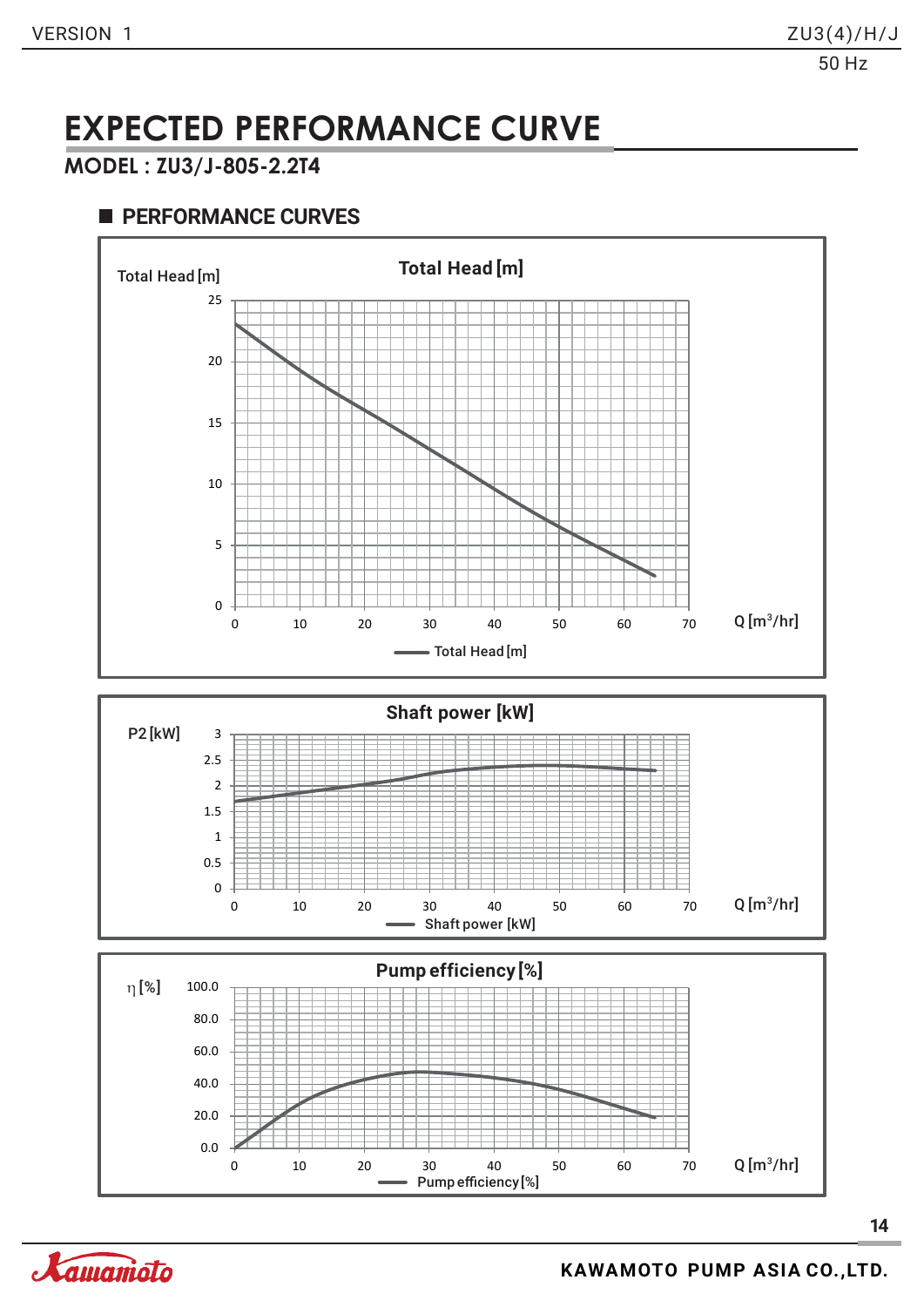# EXPECTED PERFORMANCE CURVE

## MODEL : ZU3/J-805-2.2T4

### PERFORMANCE CURVES

**Total Head [m]**

Total Head [m]

25
20
15
10
5
0

0 10 20 30 40 50 60 70 Q [m³/hr]

Total Head [m]

**Shaft power [kW]**

P2 [kW]

3
2.5
2
1.5
1
0.5
0

0 10 20 30 40 50 60 70 Q [m³/hr]

Shaft power [kW]

**Pump efficiency [%]**

η [%]

100.0
80.0
60.0
40.0
20.0
0.0

0 10 20 30 40 50 60 70 Q [m³/hr]

Pump efficiency [%]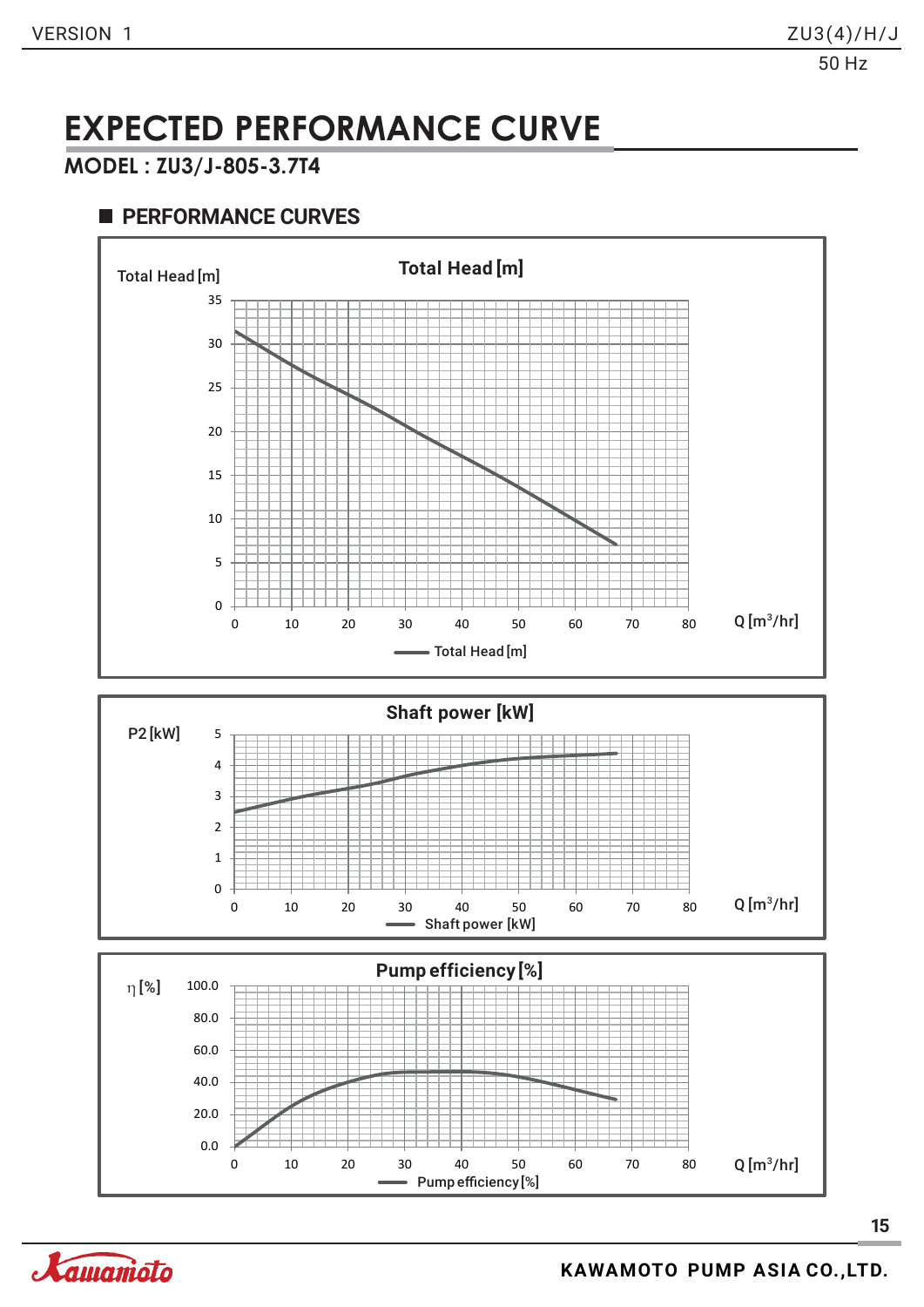# EXPECTED PERFORMANCE CURVE

## MODEL : ZU3/J-805-3.7T4

### ■ PERFORMANCE CURVES

**Total Head [m]**

Total Head [m]

35
30
25
20
15
10
5
0

0 10 20 30 40 50 60 70 80 Q [m³/hr]

Total Head [m]

**Shaft power [kW]**

P2 [kW]

5
4
3
2
1
0

0 10 20 30 40 50 60 70 80 Q [m³/hr]

Shaft power [kW]

**Pump efficiency [%]**

η [%]

100.0
80.0
60.0
40.0
20.0
0.0

0 10 20 30 40 50 60 70 80 Q [m³/hr]

Pump efficiency [%]

KAWAMOTO PUMP ASIA CO.,LTD.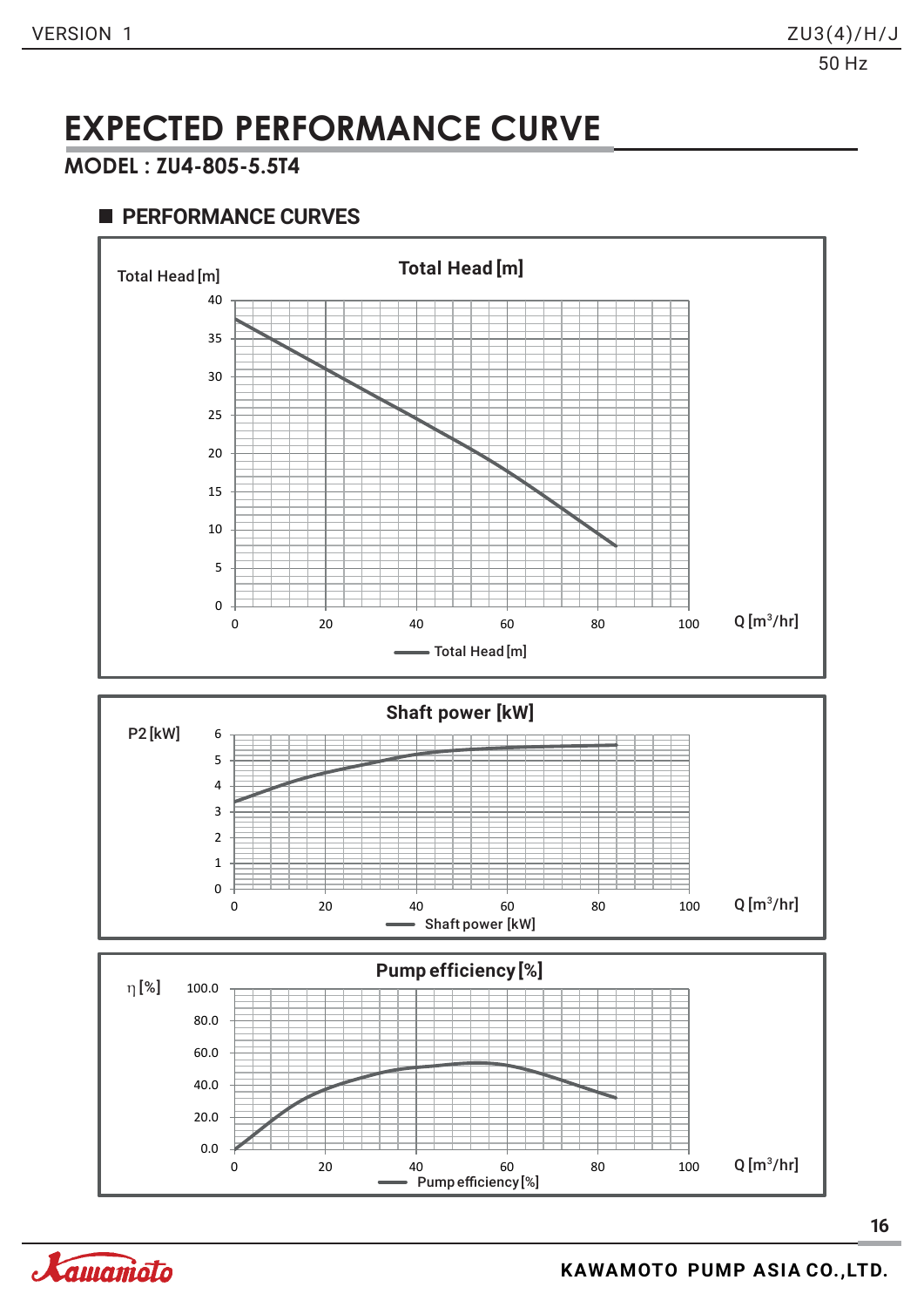# EXPECTED PERFORMANCE CURVE

## MODEL : ZU4-805-5.5T4

### PERFORMANCE CURVES

**Total Head [m]**

Total Head [m]

40, 35, 30, 25, 20, 15, 10, 5, 0

0, 20, 40, 60, 80, 100 Q [m³/hr]

— Total Head [m]

**Shaft power [kW]**

P2 [kW]

6, 5, 4, 3, 2, 1, 0

0, 20, 40, 60, 80, 100 Q [m³/hr]

— Shaft power [kW]

**Pump efficiency [%]**

η [%]

100.0, 80.0, 60.0, 40.0, 20.0, 0.0

0, 20, 40, 60, 80, 100 Q [m³/hr]

— Pump efficiency [%]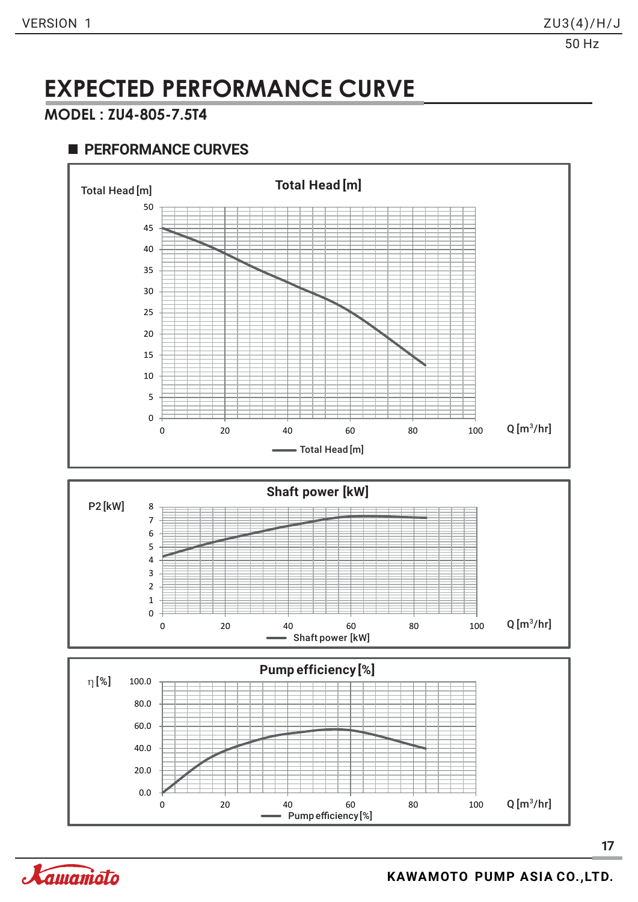# EXPECTED PERFORMANCE CURVE

**MODEL : ZU4-805-7.5T4**

## PERFORMANCE CURVES

**Total Head [m]**

Total Head [m]

50
45
40
35
30
25
20
15
10
5
0

0 20 40 60 80 100 Q [$m^3$/hr]

Total Head [m]

**Shaft power [kW]**

P2 [kW]

8
7
6
5
4
3
2
1
0

0 20 40 60 80 100 Q [$m^3$/hr]

Shaft power [kW]

**Pump efficiency [%]**

η [%]

100.0
80.0
60.0
40.0
20.0
0.0

0 20 40 60 80 100 Q [$m^3$/hr]

Pump efficiency [%]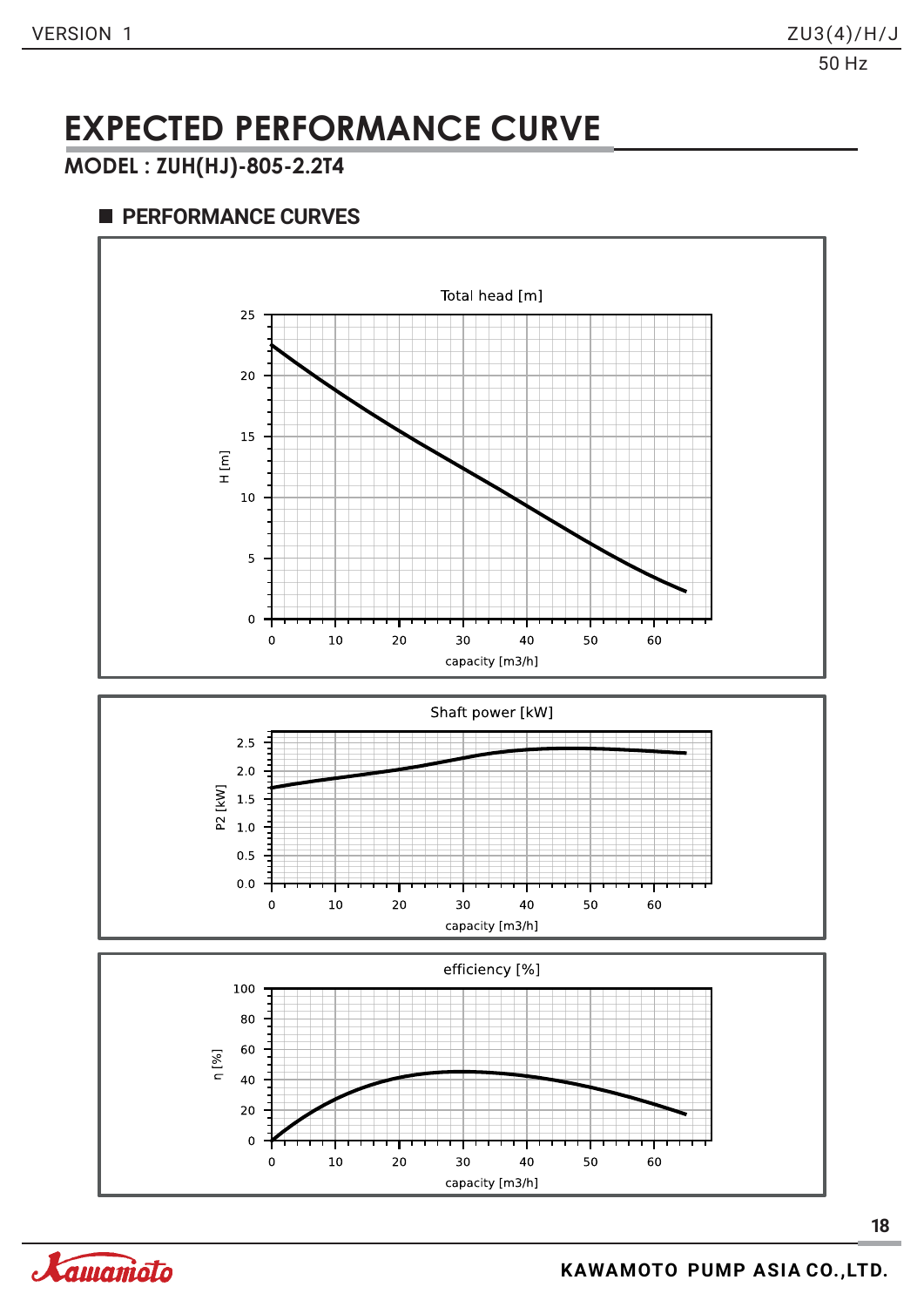# EXPECTED PERFORMANCE CURVE

**MODEL : ZUH(HJ)-805-2.2T4**

## PERFORMANCE CURVES

Total head [m]

H [m]

capacity [m3/h]

Shaft power [kW]

P2 [kW]

capacity [m3/h]

efficiency [%]

η [%]

capacity [m3/h]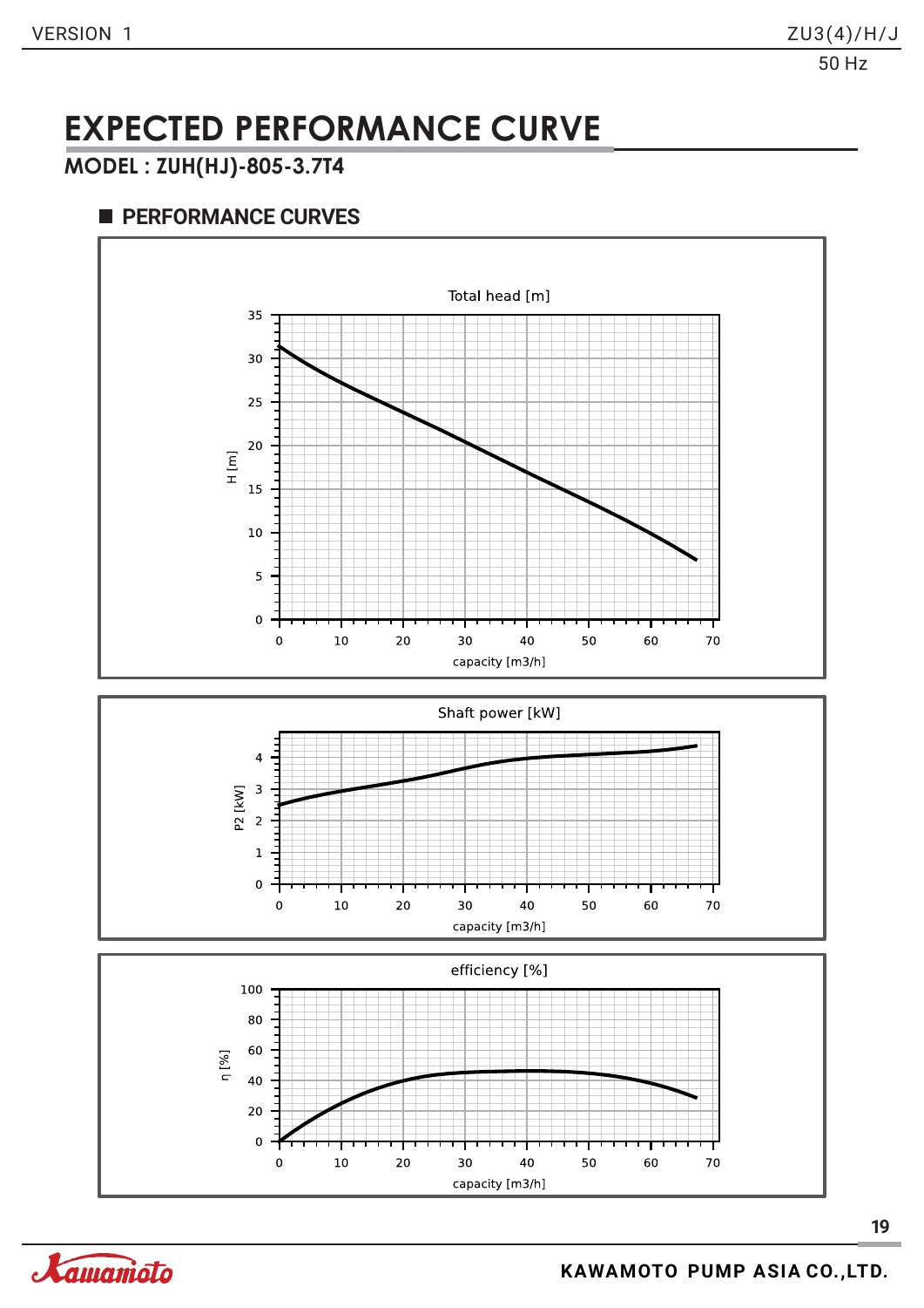# EXPECTED PERFORMANCE CURVE

## MODEL : ZUH(HJ)-805-3.7T4

### PERFORMANCE CURVES

Total head [m]

H [m]

capacity [m3/h]

Shaft power [kW]

P2 [kW]

capacity [m3/h]

efficiency [%]

η [%]

capacity [m3/h]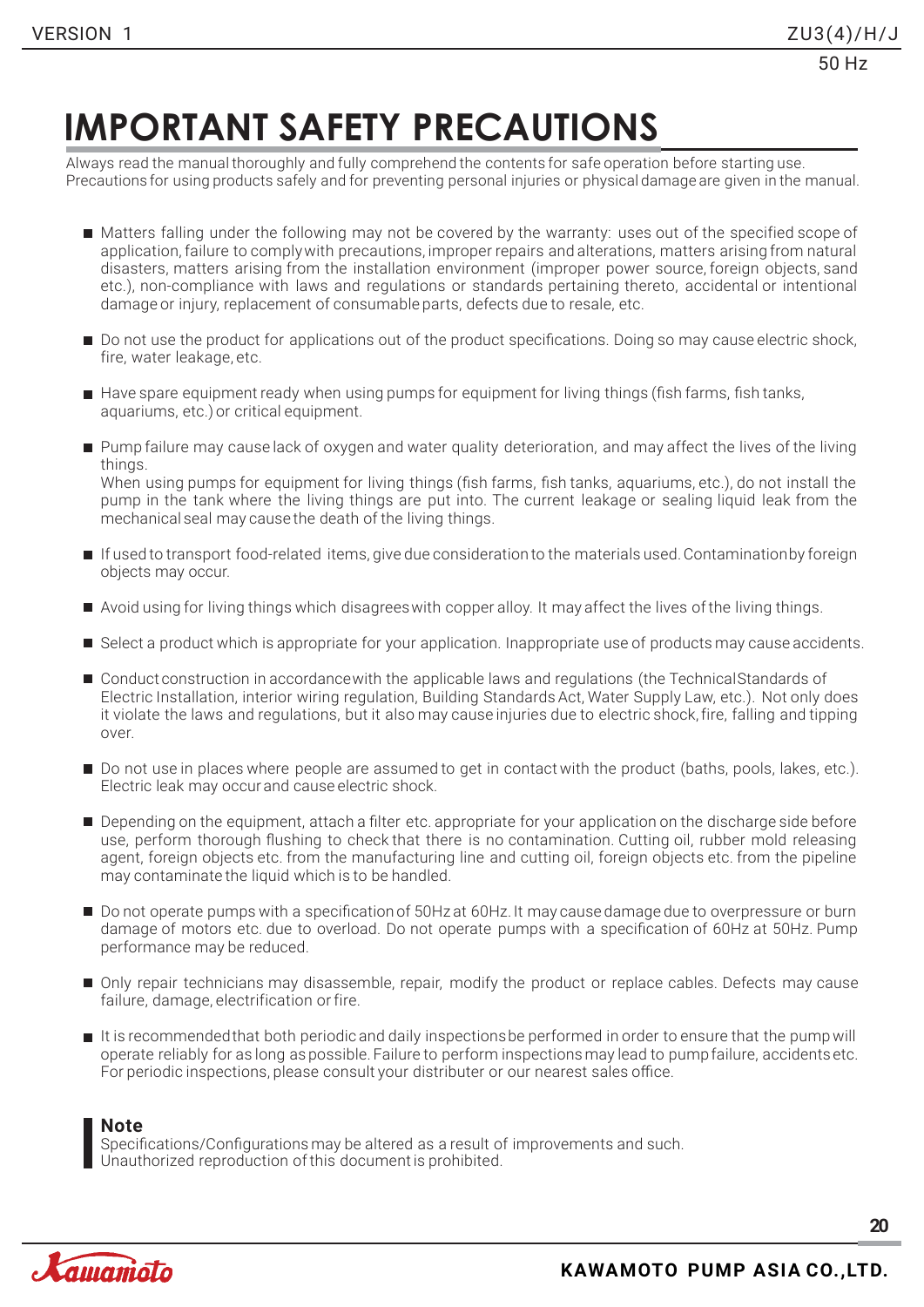# IMPORTANT SAFETY PRECAUTIONS

Always read the manual thoroughly and fully comprehend the contents for safe operation before starting use.
Precautions for using products safely and for preventing personal injuries or physical damage are given in the manual.

- Matters falling under the following may not be covered by the warranty: uses out of the specified scope of application, failure to comply with precautions, improper repairs and alterations, matters arising from natural disasters, matters arising from the installation environment (improper power source, foreign objects, sand etc.), non-compliance with laws and regulations or standards pertaining thereto, accidental or intentional damage or injury, replacement of consumable parts, defects due to resale, etc.
- Do not use the product for applications out of the product specifications. Doing so may cause electric shock, fire, water leakage, etc.
- Have spare equipment ready when using pumps for equipment for living things (fish farms, fish tanks, aquariums, etc.) or critical equipment.
- Pump failure may cause lack of oxygen and water quality deterioration, and may affect the lives of the living things.
  When using pumps for equipment for living things (fish farms, fish tanks, aquariums, etc.), do not install the pump in the tank where the living things are put into. The current leakage or sealing liquid leak from the mechanical seal may cause the death of the living things.
- If used to transport food-related items, give due consideration to the materials used. Contamination by foreign objects may occur.
- Avoid using for living things which disagrees with copper alloy. It may affect the lives of the living things.
- Select a product which is appropriate for your application. Inappropriate use of products may cause accidents.
- Conduct construction in accordance with the applicable laws and regulations (the Technical Standards of Electric Installation, interior wiring regulation, Building Standards Act, Water Supply Law, etc.). Not only does it violate the laws and regulations, but it also may cause injuries due to electric shock, fire, falling and tipping over.
- Do not use in places where people are assumed to get in contact with the product (baths, pools, lakes, etc.). Electric leak may occur and cause electric shock.
- Depending on the equipment, attach a filter etc. appropriate for your application on the discharge side before use, perform thorough flushing to check that there is no contamination. Cutting oil, rubber mold releasing agent, foreign objects etc. from the manufacturing line and cutting oil, foreign objects etc. from the pipeline may contaminate the liquid which is to be handled.
- Do not operate pumps with a specification of 50Hz at 60Hz. It may cause damage due to overpressure or burn damage of motors etc. due to overload. Do not operate pumps with a specification of 60Hz at 50Hz. Pump performance may be reduced.
- Only repair technicians may disassemble, repair, modify the product or replace cables. Defects may cause failure, damage, electrification or fire.
- It is recommended that both periodic and daily inspections be performed in order to ensure that the pump will operate reliably for as long as possible. Failure to perform inspections may lead to pump failure, accidents etc. For periodic inspections, please consult your distributer or our nearest sales office.

**Note**
Specifications/Configurations may be altered as a result of improvements and such.
Unauthorized reproduction of this document is prohibited.

KAWAMOTO PUMP ASIA CO.,LTD.